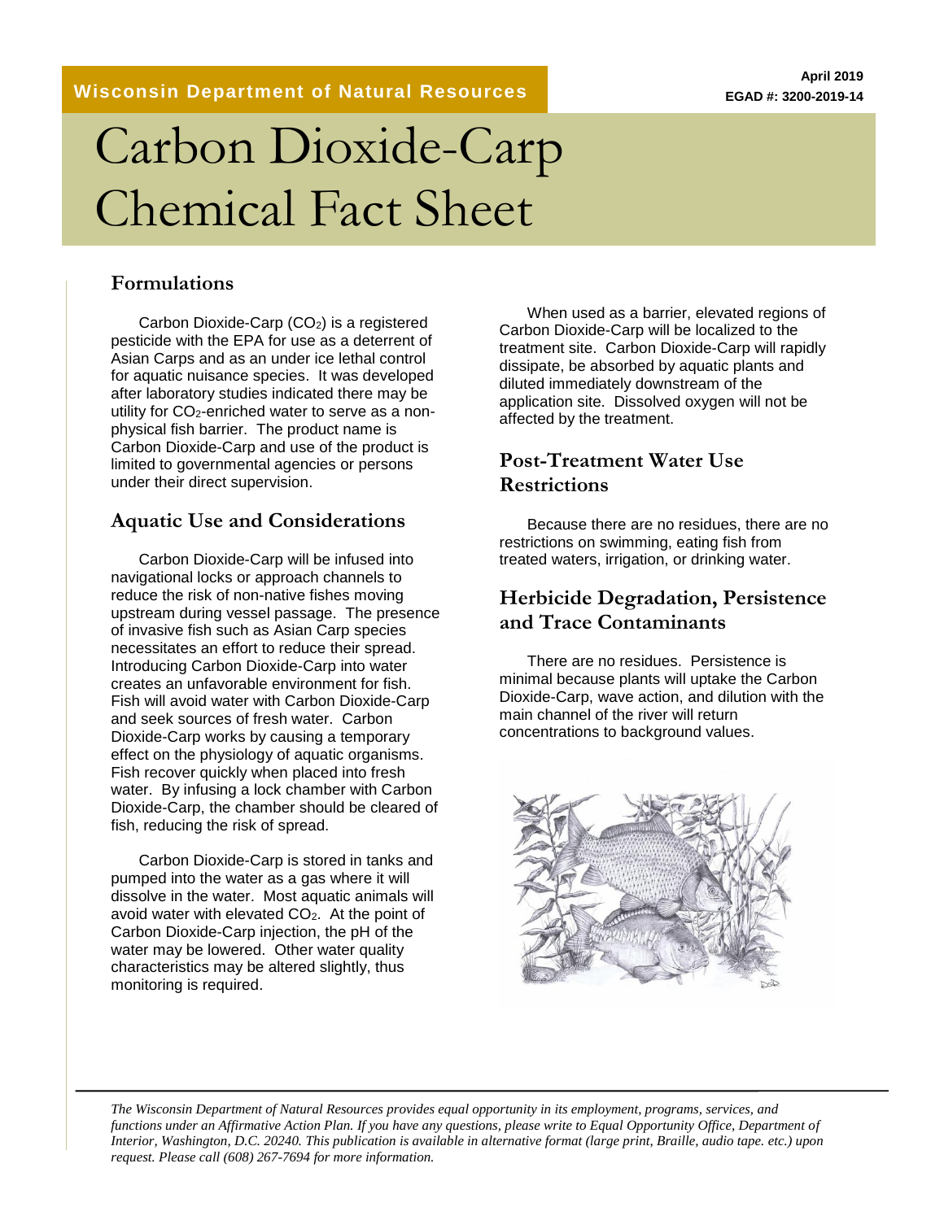Wisconsin Department of Natural Resources

April 2019
EGAD #: 3200-2019-14

# Carbon Dioxide-Carp Chemical Fact Sheet

## Formulations

Carbon Dioxide-Carp ($CO_2$) is a registered pesticide with the EPA for use as a deterrent of Asian Carps and as an under ice lethal control for aquatic nuisance species. It was developed after laboratory studies indicated there may be utility for $CO_2$-enriched water to serve as a non-physical fish barrier. The product name is Carbon Dioxide-Carp and use of the product is limited to governmental agencies or persons under their direct supervision.

## Aquatic Use and Considerations

Carbon Dioxide-Carp will be infused into navigational locks or approach channels to reduce the risk of non-native fishes moving upstream during vessel passage. The presence of invasive fish such as Asian Carp species necessitates an effort to reduce their spread. Introducing Carbon Dioxide-Carp into water creates an unfavorable environment for fish. Fish will avoid water with Carbon Dioxide-Carp and seek sources of fresh water. Carbon Dioxide-Carp works by causing a temporary effect on the physiology of aquatic organisms. Fish recover quickly when placed into fresh water. By infusing a lock chamber with Carbon Dioxide-Carp, the chamber should be cleared of fish, reducing the risk of spread.

Carbon Dioxide-Carp is stored in tanks and pumped into the water as a gas where it will dissolve in the water. Most aquatic animals will avoid water with elevated $CO_2$. At the point of Carbon Dioxide-Carp injection, the pH of the water may be lowered. Other water quality characteristics may be altered slightly, thus monitoring is required.

When used as a barrier, elevated regions of Carbon Dioxide-Carp will be localized to the treatment site. Carbon Dioxide-Carp will rapidly dissipate, be absorbed by aquatic plants and diluted immediately downstream of the application site. Dissolved oxygen will not be affected by the treatment.

## Post-Treatment Water Use Restrictions

Because there are no residues, there are no restrictions on swimming, eating fish from treated waters, irrigation, or drinking water.

## Herbicide Degradation, Persistence and Trace Contaminants

There are no residues. Persistence is minimal because plants will uptake the Carbon Dioxide-Carp, wave action, and dilution with the main channel of the river will return concentrations to background values.

*The Wisconsin Department of Natural Resources provides equal opportunity in its employment, programs, services, and functions under an Affirmative Action Plan. If you have any questions, please write to Equal Opportunity Office, Department of Interior, Washington, D.C. 20240. This publication is available in alternative format (large print, Braille, audio tape. etc.) upon request. Please call (608) 267-7694 for more information.*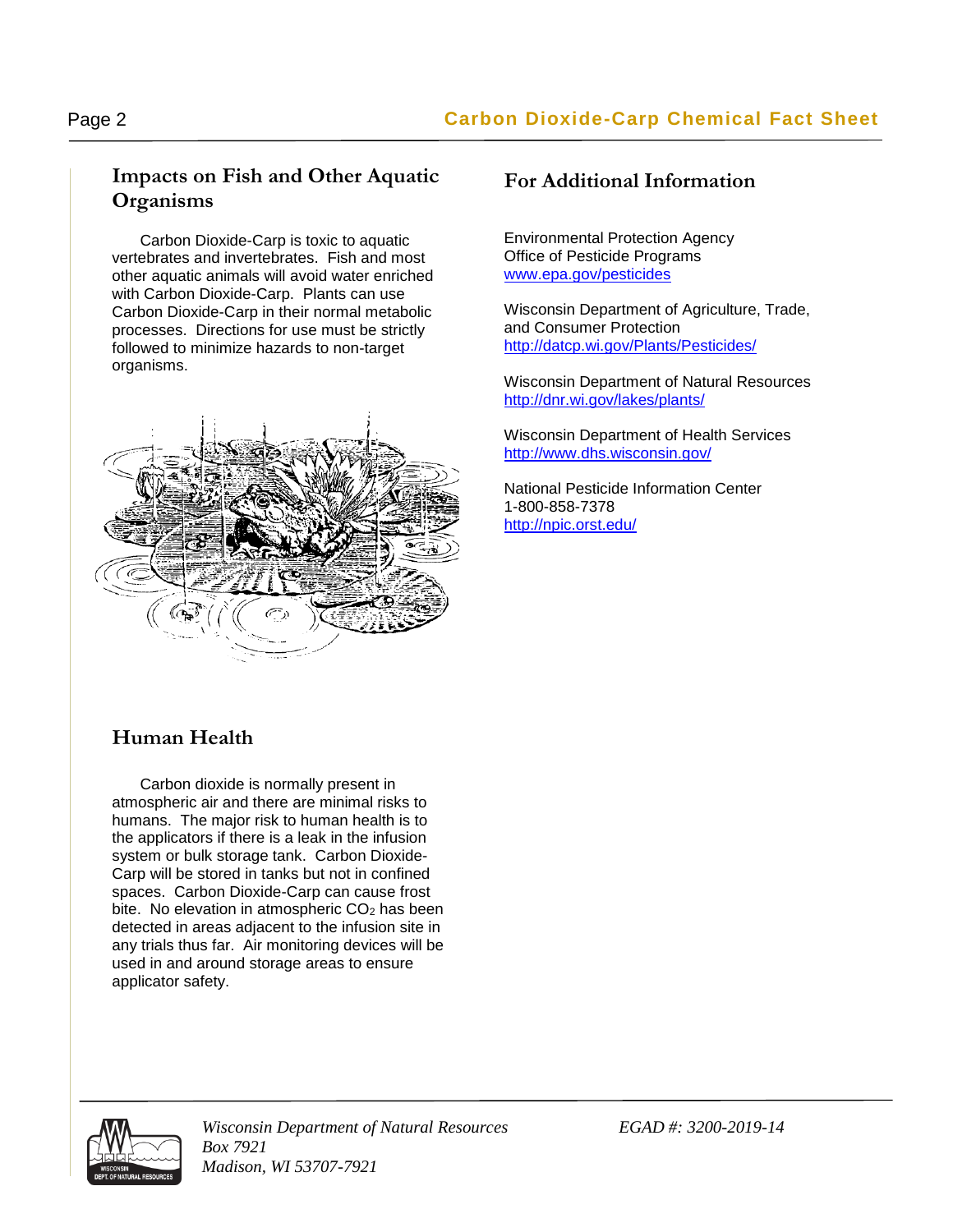## Impacts on Fish and Other Aquatic Organisms

Carbon Dioxide-Carp is toxic to aquatic vertebrates and invertebrates. Fish and most other aquatic animals will avoid water enriched with Carbon Dioxide-Carp. Plants can use Carbon Dioxide-Carp in their normal metabolic processes. Directions for use must be strictly followed to minimize hazards to non-target organisms.

## Human Health

Carbon dioxide is normally present in atmospheric air and there are minimal risks to humans. The major risk to human health is to the applicators if there is a leak in the infusion system or bulk storage tank. Carbon Dioxide-Carp will be stored in tanks but not in confined spaces. Carbon Dioxide-Carp can cause frost bite. No elevation in atmospheric $CO_2$ has been detected in areas adjacent to the infusion site in any trials thus far. Air monitoring devices will be used in and around storage areas to ensure applicator safety.

## For Additional Information

Environmental Protection Agency
Office of Pesticide Programs
www.epa.gov/pesticides

Wisconsin Department of Agriculture, Trade, and Consumer Protection
http://datcp.wi.gov/Plants/Pesticides/

Wisconsin Department of Natural Resources
http://dnr.wi.gov/lakes/plants/

Wisconsin Department of Health Services
http://www.dhs.wisconsin.gov/

National Pesticide Information Center
1-800-858-7378
http://npic.orst.edu/

*Wisconsin Department of Natural Resources*
*Box 7921*
*Madison, WI 53707-7921*

*EGAD #: 3200-2019-14*